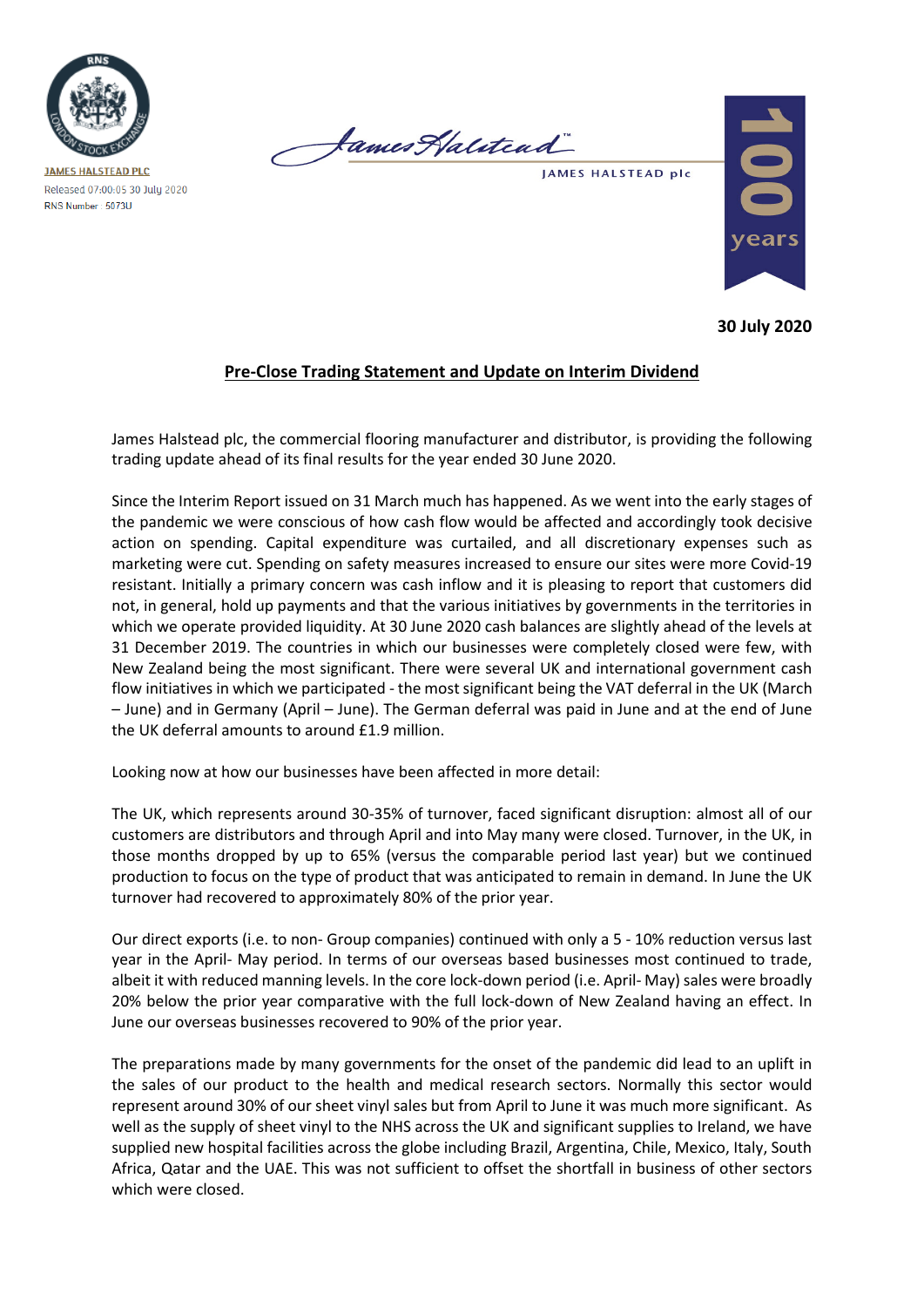JAMES HALSTEAD PLC
Released 07:00:05 30 July 2020
RNS Number : 5073U

JAMES HALSTEAD plc

**30 July 2020**

## Pre-Close Trading Statement and Update on Interim Dividend

James Halstead plc, the commercial flooring manufacturer and distributor, is providing the following trading update ahead of its final results for the year ended 30 June 2020.

Since the Interim Report issued on 31 March much has happened. As we went into the early stages of the pandemic we were conscious of how cash flow would be affected and accordingly took decisive action on spending. Capital expenditure was curtailed, and all discretionary expenses such as marketing were cut. Spending on safety measures increased to ensure our sites were more Covid-19 resistant. Initially a primary concern was cash inflow and it is pleasing to report that customers did not, in general, hold up payments and that the various initiatives by governments in the territories in which we operate provided liquidity. At 30 June 2020 cash balances are slightly ahead of the levels at 31 December 2019. The countries in which our businesses were completely closed were few, with New Zealand being the most significant. There were several UK and international government cash flow initiatives in which we participated - the most significant being the VAT deferral in the UK (March – June) and in Germany (April – June). The German deferral was paid in June and at the end of June the UK deferral amounts to around £1.9 million.

Looking now at how our businesses have been affected in more detail:

The UK, which represents around 30-35% of turnover, faced significant disruption: almost all of our customers are distributors and through April and into May many were closed. Turnover, in the UK, in those months dropped by up to 65% (versus the comparable period last year) but we continued production to focus on the type of product that was anticipated to remain in demand. In June the UK turnover had recovered to approximately 80% of the prior year.

Our direct exports (i.e. to non- Group companies) continued with only a 5 - 10% reduction versus last year in the April- May period. In terms of our overseas based businesses most continued to trade, albeit it with reduced manning levels. In the core lock-down period (i.e. April- May) sales were broadly 20% below the prior year comparative with the full lock-down of New Zealand having an effect. In June our overseas businesses recovered to 90% of the prior year.

The preparations made by many governments for the onset of the pandemic did lead to an uplift in the sales of our product to the health and medical research sectors. Normally this sector would represent around 30% of our sheet vinyl sales but from April to June it was much more significant. As well as the supply of sheet vinyl to the NHS across the UK and significant supplies to Ireland, we have supplied new hospital facilities across the globe including Brazil, Argentina, Chile, Mexico, Italy, South Africa, Qatar and the UAE. This was not sufficient to offset the shortfall in business of other sectors which were closed.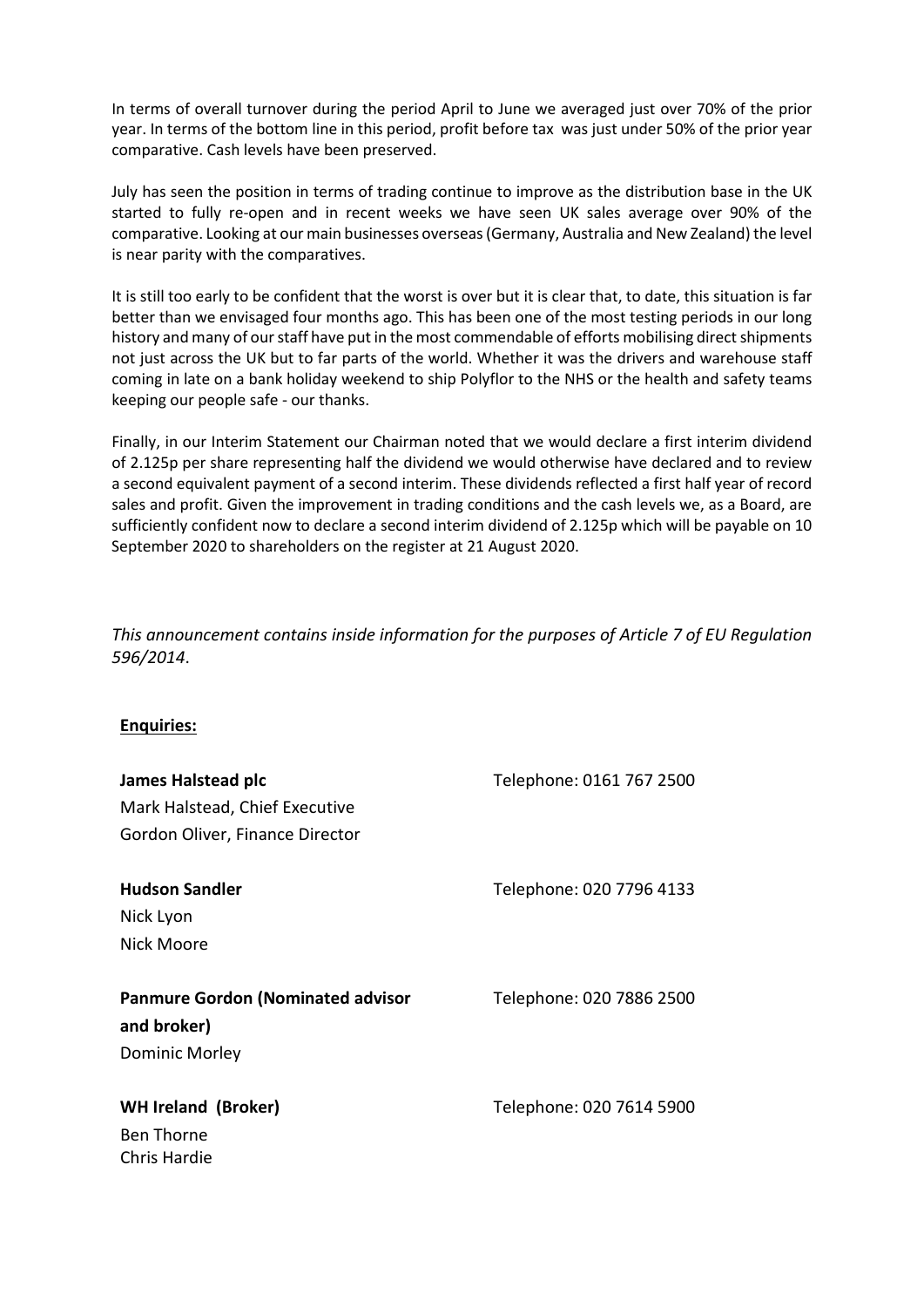In terms of overall turnover during the period April to June we averaged just over 70% of the prior year. In terms of the bottom line in this period, profit before tax was just under 50% of the prior year comparative. Cash levels have been preserved.

July has seen the position in terms of trading continue to improve as the distribution base in the UK started to fully re-open and in recent weeks we have seen UK sales average over 90% of the comparative. Looking at our main businesses overseas (Germany, Australia and New Zealand) the level is near parity with the comparatives.

It is still too early to be confident that the worst is over but it is clear that, to date, this situation is far better than we envisaged four months ago. This has been one of the most testing periods in our long history and many of our staff have put in the most commendable of efforts mobilising direct shipments not just across the UK but to far parts of the world. Whether it was the drivers and warehouse staff coming in late on a bank holiday weekend to ship Polyflor to the NHS or the health and safety teams keeping our people safe - our thanks.

Finally, in our Interim Statement our Chairman noted that we would declare a first interim dividend of 2.125p per share representing half the dividend we would otherwise have declared and to review a second equivalent payment of a second interim. These dividends reflected a first half year of record sales and profit. Given the improvement in trading conditions and the cash levels we, as a Board, are sufficiently confident now to declare a second interim dividend of 2.125p which will be payable on 10 September 2020 to shareholders on the register at 21 August 2020.

*This announcement contains inside information for the purposes of Article 7 of EU Regulation 596/2014*.

**Enquiries:**

| | |
|---|---|
| **James Halstead plc**<br>Mark Halstead, Chief Executive<br>Gordon Oliver, Finance Director | Telephone: 0161 767 2500 |
| **Hudson Sandler**<br>Nick Lyon<br>Nick Moore | Telephone: 020 7796 4133 |
| **Panmure Gordon (Nominated advisor and broker)**<br>Dominic Morley | Telephone: 020 7886 2500 |
| **WH Ireland (Broker)**<br>Ben Thorne<br>Chris Hardie | Telephone: 020 7614 5900 |